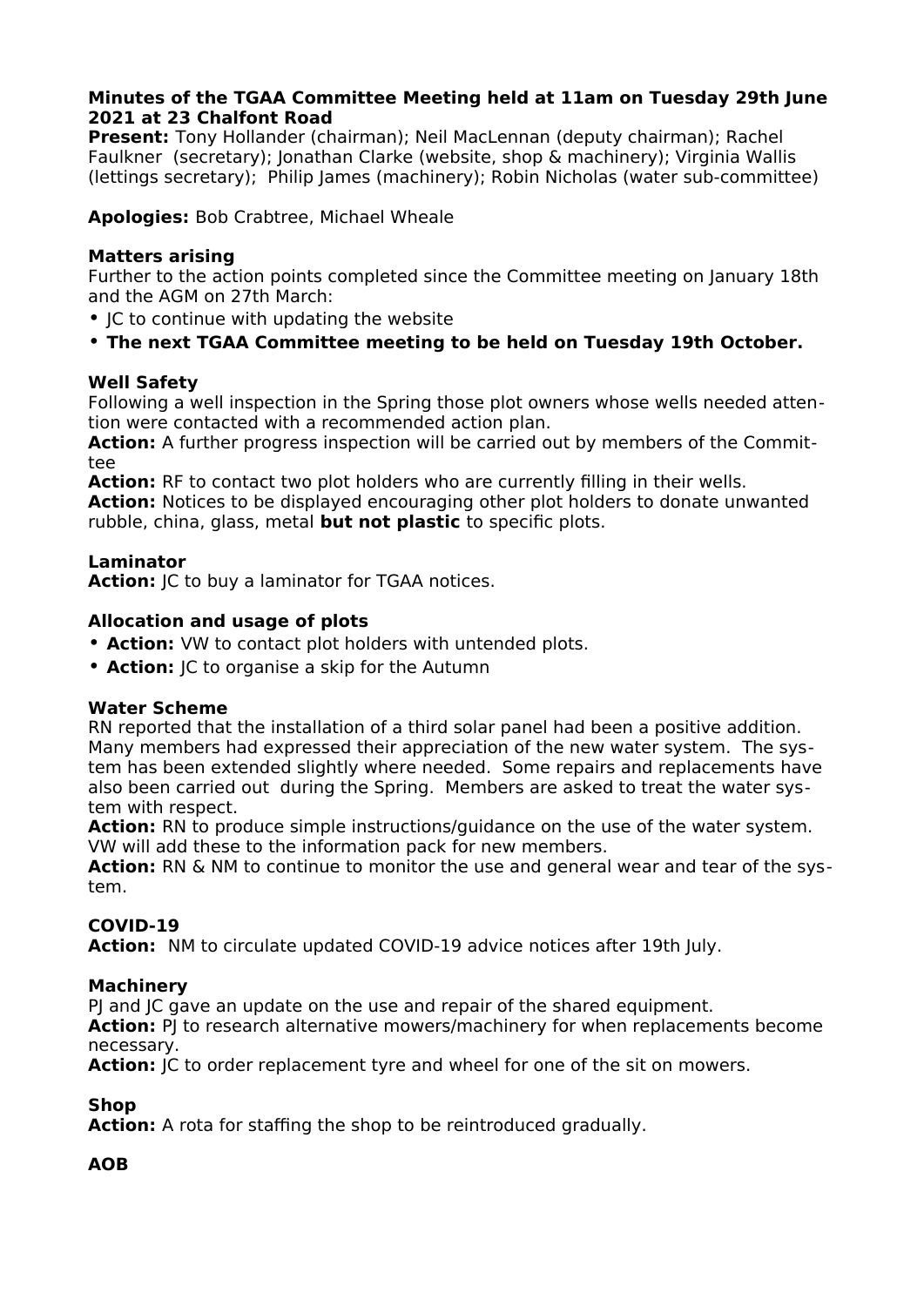**Minutes of the TGAA Committee Meeting held at 11am on Tuesday 29th June 2021 at 23 Chalfont Road**

**Present:** Tony Hollander (chairman); Neil MacLennan (deputy chairman); Rachel Faulkner (secretary); Jonathan Clarke (website, shop & machinery); Virginia Wallis (lettings secretary); Philip James (machinery); Robin Nicholas (water sub-committee)

**Apologies:** Bob Crabtree, Michael Wheale

**Matters arising**

Further to the action points completed since the Committee meeting on January 18th and the AGM on 27th March:

- JC to continue with updating the website
- **The next TGAA Committee meeting to be held on Tuesday 19th October.**

**Well Safety**

Following a well inspection in the Spring those plot owners whose wells needed attention were contacted with a recommended action plan.

**Action:** A further progress inspection will be carried out by members of the Committee

**Action:** RF to contact two plot holders who are currently filling in their wells.

**Action:** Notices to be displayed encouraging other plot holders to donate unwanted rubble, china, glass, metal **but not plastic** to specific plots.

**Laminator**

**Action:** JC to buy a laminator for TGAA notices.

**Allocation and usage of plots**

- **Action:** VW to contact plot holders with untended plots.
- **Action:** JC to organise a skip for the Autumn

**Water Scheme**

RN reported that the installation of a third solar panel had been a positive addition. Many members had expressed their appreciation of the new water system. The system has been extended slightly where needed. Some repairs and replacements have also been carried out during the Spring. Members are asked to treat the water system with respect.

**Action:** RN to produce simple instructions/guidance on the use of the water system. VW will add these to the information pack for new members.

**Action:** RN & NM to continue to monitor the use and general wear and tear of the system.

**COVID-19**

**Action:** NM to circulate updated COVID-19 advice notices after 19th July.

**Machinery**

PJ and JC gave an update on the use and repair of the shared equipment.

**Action:** PJ to research alternative mowers/machinery for when replacements become necessary.

**Action:** JC to order replacement tyre and wheel for one of the sit on mowers.

**Shop**

**Action:** A rota for staffing the shop to be reintroduced gradually.

**AOB**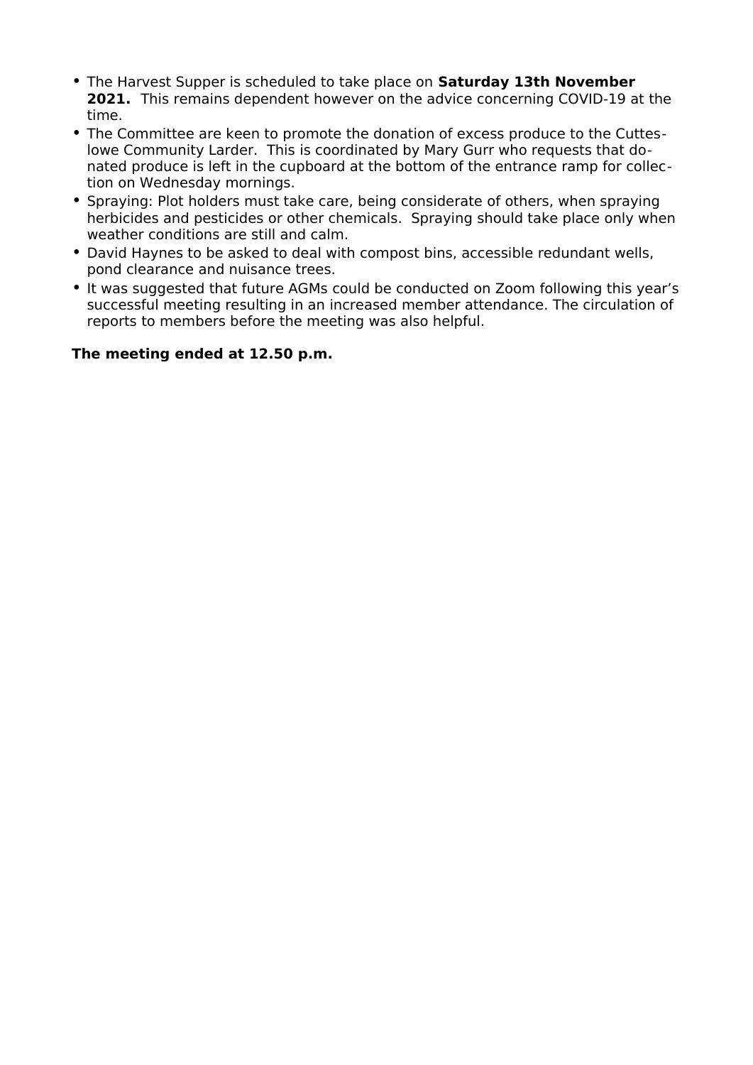- The Harvest Supper is scheduled to take place on **Saturday 13th November 2021.** This remains dependent however on the advice concerning COVID-19 at the time.
- The Committee are keen to promote the donation of excess produce to the Cutteslowe Community Larder. This is coordinated by Mary Gurr who requests that donated produce is left in the cupboard at the bottom of the entrance ramp for collection on Wednesday mornings.
- Spraying: Plot holders must take care, being considerate of others, when spraying herbicides and pesticides or other chemicals. Spraying should take place only when weather conditions are still and calm.
- David Haynes to be asked to deal with compost bins, accessible redundant wells, pond clearance and nuisance trees.
- It was suggested that future AGMs could be conducted on Zoom following this year's successful meeting resulting in an increased member attendance. The circulation of reports to members before the meeting was also helpful.

**The meeting ended at 12.50 p.m.**